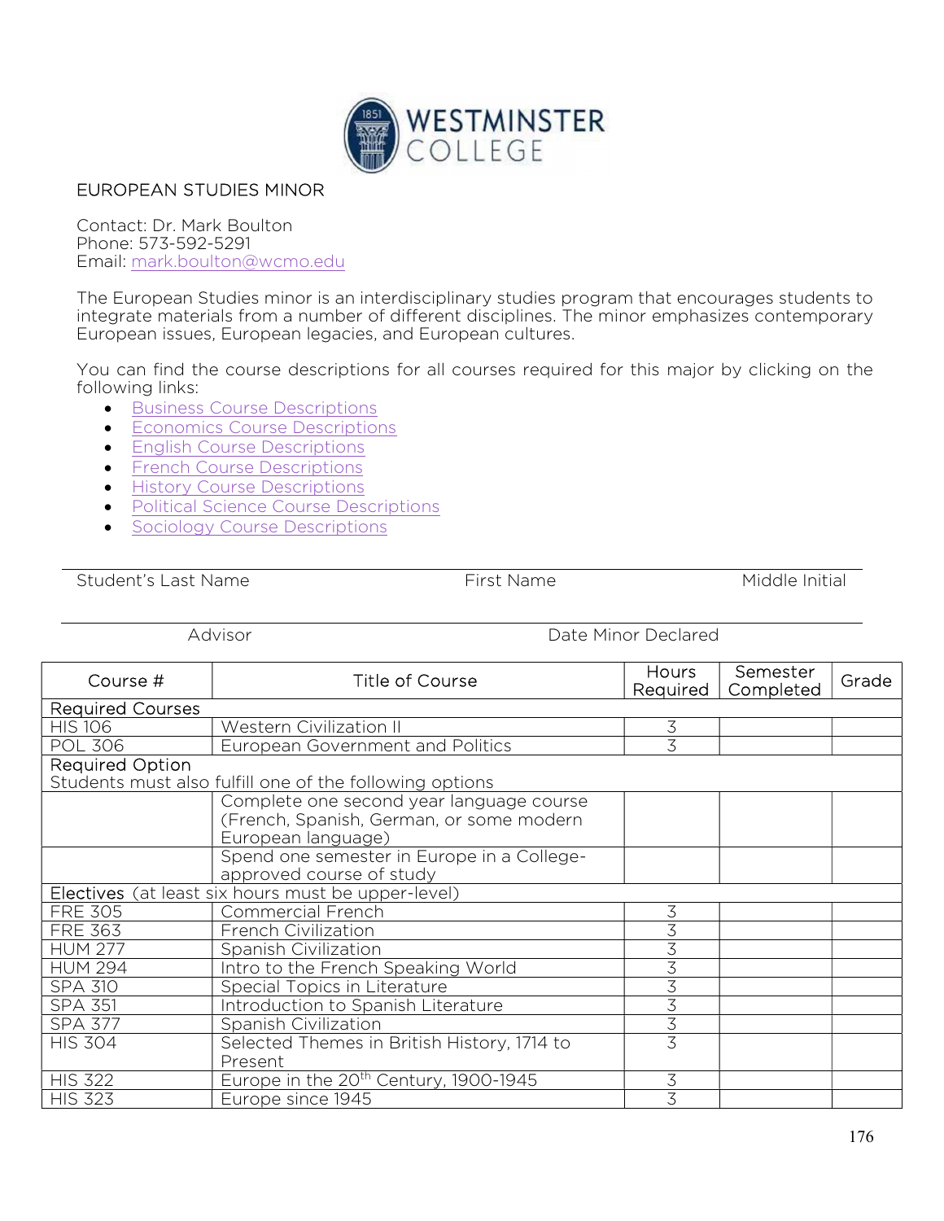# EUROPEAN STUDIES MINOR

Contact: Dr. Mark Boulton
Phone: 573-592-5291
Email: mark.boulton@wcmo.edu

The European Studies minor is an interdisciplinary studies program that encourages students to integrate materials from a number of different disciplines. The minor emphasizes contemporary European issues, European legacies, and European cultures.

You can find the course descriptions for all courses required for this major by clicking on the following links:

- Business Course Descriptions
- Economics Course Descriptions
- English Course Descriptions
- French Course Descriptions
- History Course Descriptions
- Political Science Course Descriptions
- Sociology Course Descriptions

Student's Last Name ______ First Name ______ Middle Initial ______

Advisor ______ Date Minor Declared ______

| Course # | Title of Course | Hours Required | Semester Completed | Grade |
|---|---|---|---|---|
| Required Courses | | | | |
| HIS 106 | Western Civilization II | 3 | | |
| POL 306 | European Government and Politics | 3 | | |
| Required Option<br>Students must also fulfill one of the following options | | | | |
| | Complete one second year language course (French, Spanish, German, or some modern European language) | | | |
| | Spend one semester in Europe in a College-approved course of study | | | |
| Electives (at least six hours must be upper-level) | | | | |
| FRE 305 | Commercial French | 3 | | |
| FRE 363 | French Civilization | 3 | | |
| HUM 277 | Spanish Civilization | 3 | | |
| HUM 294 | Intro to the French Speaking World | 3 | | |
| SPA 310 | Special Topics in Literature | 3 | | |
| SPA 351 | Introduction to Spanish Literature | 3 | | |
| SPA 377 | Spanish Civilization | 3 | | |
| HIS 304 | Selected Themes in British History, 1714 to Present | 3 | | |
| HIS 322 | Europe in the 20th Century, 1900-1945 | 3 | | |
| HIS 323 | Europe since 1945 | 3 | | |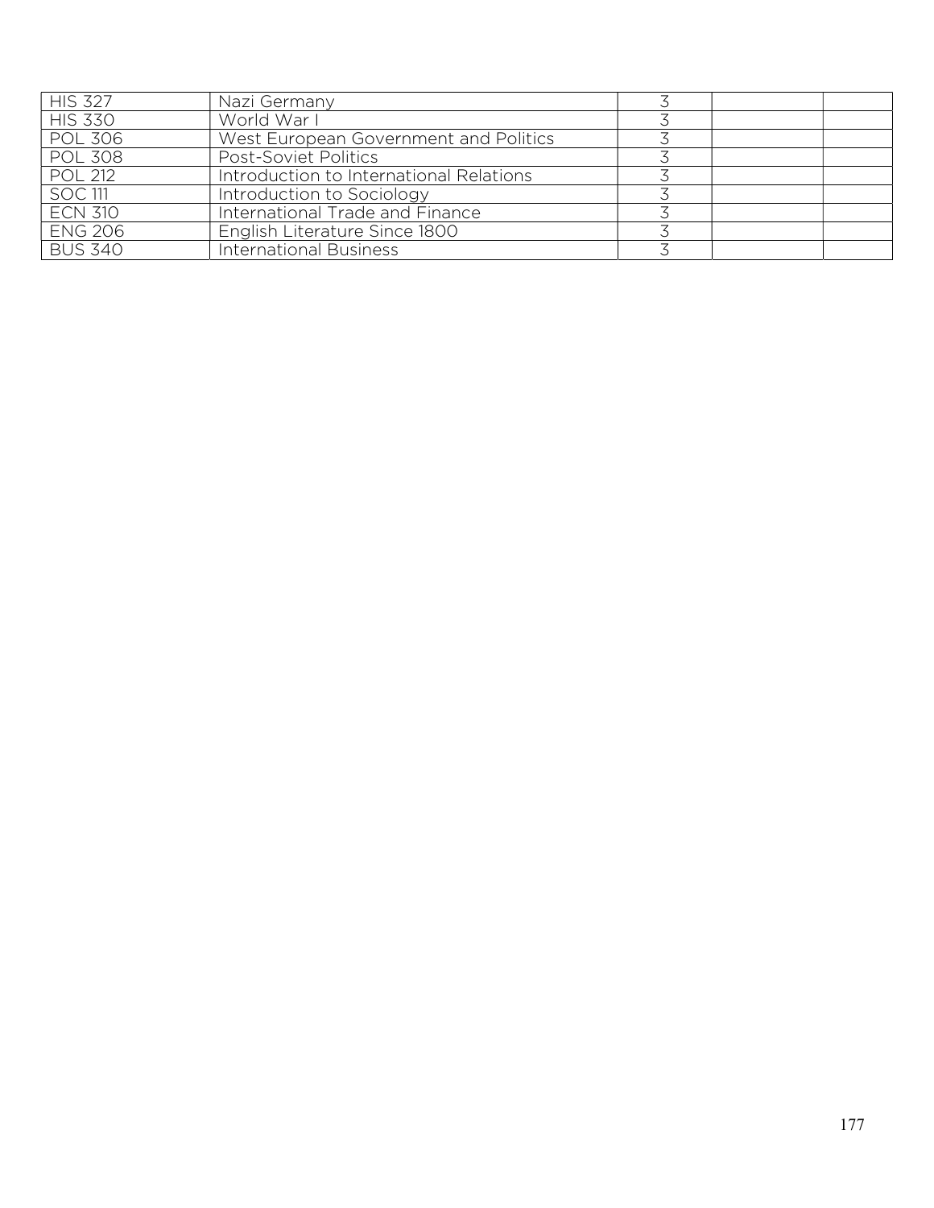| | | | | |
|---|---|---|---|---|
| HIS 327 | Nazi Germany | 3 | | |
| HIS 330 | World War I | 3 | | |
| POL 306 | West European Government and Politics | 3 | | |
| POL 308 | Post-Soviet Politics | 3 | | |
| POL 212 | Introduction to International Relations | 3 | | |
| SOC 111 | Introduction to Sociology | 3 | | |
| ECN 310 | International Trade and Finance | 3 | | |
| ENG 206 | English Literature Since 1800 | 3 | | |
| BUS 340 | International Business | 3 | | |